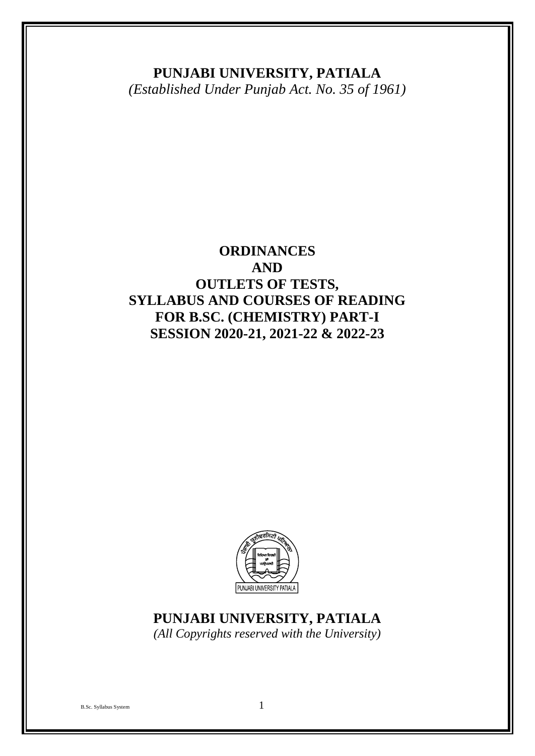# PUNJABI UNIVERSITY, PATIALA

*(Established Under Punjab Act. No. 35 of 1961)*

## ORDINANCES
## AND
## OUTLETS OF TESTS,
## SYLLABUS AND COURSES OF READING
## FOR B.SC. (CHEMISTRY) PART-I
## SESSION 2020-21, 2021-22 & 2022-23

PUNJABI UNIVERSITY PATIALA

# PUNJABI UNIVERSITY, PATIALA

*(All Copyrights reserved with the University)*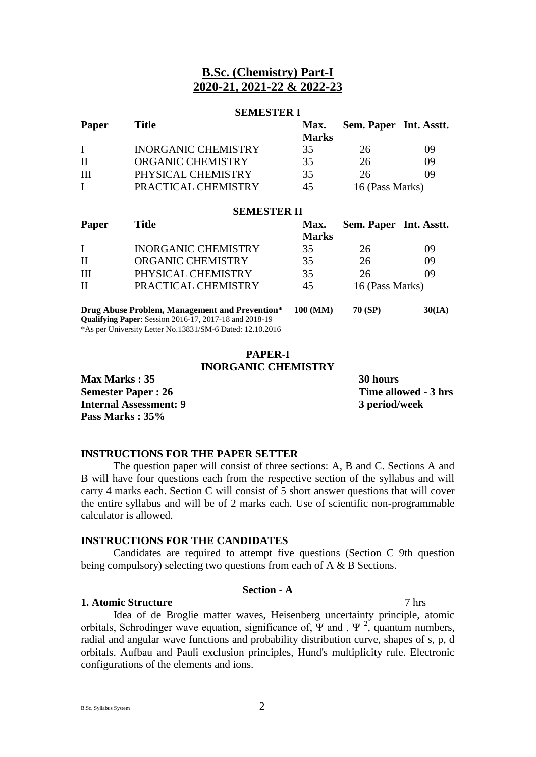# B.Sc. (Chemistry) Part-I
# 2020-21, 2021-22 & 2022-23

### SEMESTER I

| Paper | Title | Max. Marks | Sem. Paper | Int. Asstt. |
|---|---|---|---|---|
| I | INORGANIC CHEMISTRY | 35 | 26 | 09 |
| II | ORGANIC CHEMISTRY | 35 | 26 | 09 |
| III | PHYSICAL CHEMISTRY | 35 | 26 | 09 |
| I | PRACTICAL CHEMISTRY | 45 | 16 (Pass Marks) | |

### SEMESTER II

| Paper | Title | Max. Marks | Sem. Paper | Int. Asstt. |
|---|---|---|---|---|
| I | INORGANIC CHEMISTRY | 35 | 26 | 09 |
| II | ORGANIC CHEMISTRY | 35 | 26 | 09 |
| III | PHYSICAL CHEMISTRY | 35 | 26 | 09 |
| II | PRACTICAL CHEMISTRY | 45 | 16 (Pass Marks) | |

**Drug Abuse Problem, Management and Prevention*** **100 (MM)** **70 (SP)** **30(IA)**

**Qualifying Paper**: Session 2016-17, 2017-18 and 2018-19

*As per University Letter No.13831/SM-6 Dated: 12.10.2016

## PAPER-I
## INORGANIC CHEMISTRY

**Max Marks : 35** — **30 hours**

**Semester Paper : 26** — **Time allowed - 3 hrs**

**Internal Assessment: 9** — **3 period/week**

**Pass Marks : 35%**

### INSTRUCTIONS FOR THE PAPER SETTER

The question paper will consist of three sections: A, B and C. Sections A and B will have four questions each from the respective section of the syllabus and will carry 4 marks each. Section C will consist of 5 short answer questions that will cover the entire syllabus and will be of 2 marks each. Use of scientific non-programmable calculator is allowed.

### INSTRUCTIONS FOR THE CANDIDATES

Candidates are required to attempt five questions (Section C 9th question being compulsory) selecting two questions from each of A & B Sections.

### Section - A

**1. Atomic Structure** 7 hrs

Idea of de Broglie matter waves, Heisenberg uncertainty principle, atomic orbitals, Schrodinger wave equation, significance of, $\Psi$ and , $\Psi^2$, quantum numbers, radial and angular wave functions and probability distribution curve, shapes of s, p, d orbitals. Aufbau and Pauli exclusion principles, Hund's multiplicity rule. Electronic configurations of the elements and ions.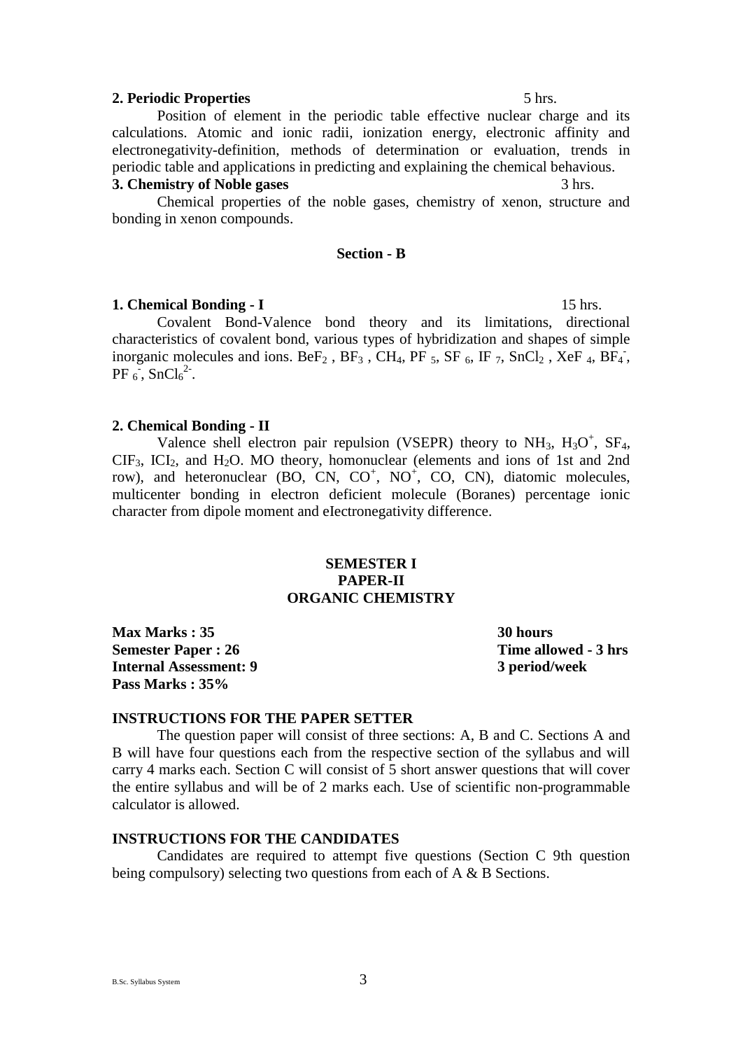**2. Periodic Properties** 5 hrs.

Position of element in the periodic table effective nuclear charge and its calculations. Atomic and ionic radii, ionization energy, electronic affinity and electronegativity-definition, methods of determination or evaluation, trends in periodic table and applications in predicting and explaining the chemical behavious.

**3. Chemistry of Noble gases** 3 hrs.

Chemical properties of the noble gases, chemistry of xenon, structure and bonding in xenon compounds.

### Section - B

**1. Chemical Bonding - I** 15 hrs.

Covalent Bond-Valence bond theory and its limitations, directional characteristics of covalent bond, various types of hybridization and shapes of simple inorganic molecules and ions. $BeF_2$ , $BF_3$ , $CH_4$, $PF_5$, $SF_6$, $IF_7$, $SnCl_2$ , $XeF_4$, $BF_4^-$, $PF_6^-$, $SnCl_6^{2-}$.

**2. Chemical Bonding - II**

Valence shell electron pair repulsion (VSEPR) theory to $NH_3$, $H_3O^+$, $SF_4$, $ClF_3$, $ICl_2$, and $H_2O$. MO theory, homonuclear (elements and ions of 1st and 2nd row), and heteronuclear (BO, CN, $CO^+$, $NO^+$, CO, CN), diatomic molecules, multicenter bonding in electron deficient molecule (Boranes) percentage ionic character from dipole moment and eIectronegativity difference.

## SEMESTER I
## PAPER-II
## ORGANIC CHEMISTRY

**Max Marks : 35** **30 hours**
**Semester Paper : 26** **Time allowed - 3 hrs**
**Internal Assessment: 9** **3 period/week**
**Pass Marks : 35%**

**INSTRUCTIONS FOR THE PAPER SETTER**

The question paper will consist of three sections: A, B and C. Sections A and B will have four questions each from the respective section of the syllabus and will carry 4 marks each. Section C will consist of 5 short answer questions that will cover the entire syllabus and will be of 2 marks each. Use of scientific non-programmable calculator is allowed.

**INSTRUCTIONS FOR THE CANDIDATES**

Candidates are required to attempt five questions (Section C 9th question being compulsory) selecting two questions from each of A & B Sections.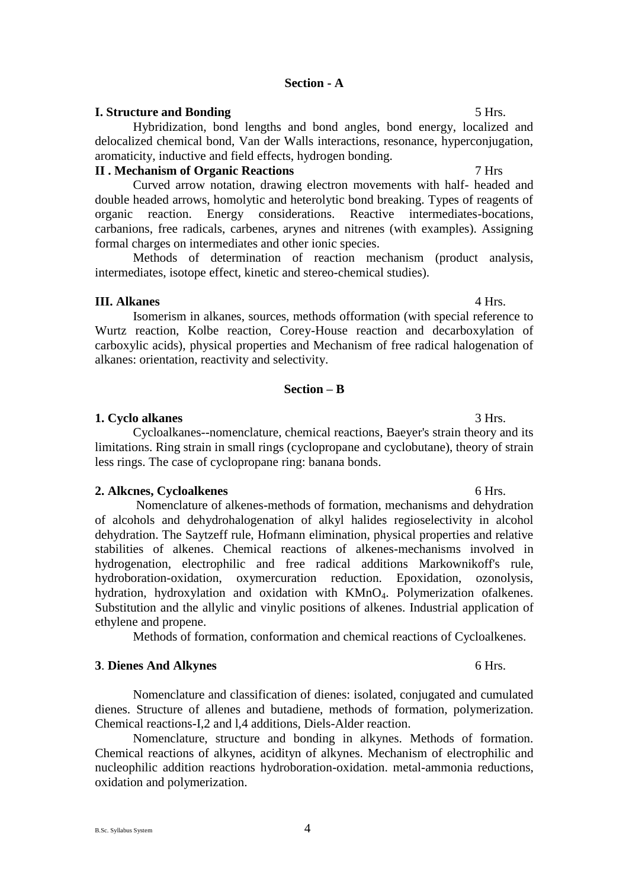## Section - A

**I. Structure and Bonding** 5 Hrs.

Hybridization, bond lengths and bond angles, bond energy, localized and delocalized chemical bond, Van der Walls interactions, resonance, hyperconjugation, aromaticity, inductive and field effects, hydrogen bonding.

**II . Mechanism of Organic Reactions** 7 Hrs

Curved arrow notation, drawing electron movements with half- headed and double headed arrows, homolytic and heterolytic bond breaking. Types of reagents of organic reaction. Energy considerations. Reactive intermediates-bocations, carbanions, free radicals, carbenes, arynes and nitrenes (with examples). Assigning formal charges on intermediates and other ionic species.

Methods of determination of reaction mechanism (product analysis, intermediates, isotope effect, kinetic and stereo-chemical studies).

**III. Alkanes** 4 Hrs.

Isomerism in alkanes, sources, methods offormation (with special reference to Wurtz reaction, Kolbe reaction, Corey-House reaction and decarboxylation of carboxylic acids), physical properties and Mechanism of free radical halogenation of alkanes: orientation, reactivity and selectivity.

## Section – B

**1. Cyclo alkanes** 3 Hrs.

Cycloalkanes--nomenclature, chemical reactions, Baeyer's strain theory and its limitations. Ring strain in small rings (cyclopropane and cyclobutane), theory of strain less rings. The case of cyclopropane ring: banana bonds.

**2. Alkcnes, Cycloalkenes** 6 Hrs.

Nomenclature of alkenes-methods of formation, mechanisms and dehydration of alcohols and dehydrohalogenation of alkyl halides regioselectivity in alcohol dehydration. The Saytzeff rule, Hofmann elimination, physical properties and relative stabilities of alkenes. Chemical reactions of alkenes-mechanisms involved in hydrogenation, electrophilic and free radical additions Markownikoff's rule, hydroboration-oxidation, oxymercuration reduction. Epoxidation, ozonolysis, hydration, hydroxylation and oxidation with $KMnO_4$. Polymerization ofalkenes. Substitution and the allylic and vinylic positions of alkenes. Industrial application of ethylene and propene.

Methods of formation, conformation and chemical reactions of Cycloalkenes.

**3. Dienes And Alkynes** 6 Hrs.

Nomenclature and classification of dienes: isolated, conjugated and cumulated dienes. Structure of allenes and butadiene, methods of formation, polymerization. Chemical reactions-I,2 and l,4 additions, Diels-Alder reaction.

Nomenclature, structure and bonding in alkynes. Methods of formation. Chemical reactions of alkynes, acidityn of alkynes. Mechanism of electrophilic and nucleophilic addition reactions hydroboration-oxidation. metal-ammonia reductions, oxidation and polymerization.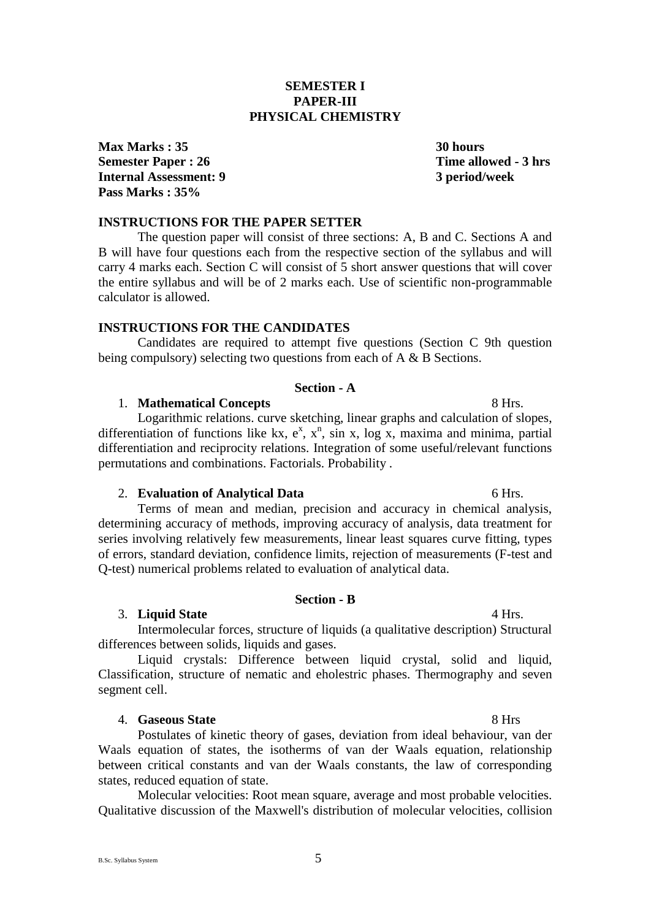**SEMESTER I**
**PAPER-III**
**PHYSICAL CHEMISTRY**

**Max Marks : 35** — **30 hours**
**Semester Paper : 26** — **Time allowed - 3 hrs**
**Internal Assessment: 9** — **3 period/week**
**Pass Marks : 35%**

### INSTRUCTIONS FOR THE PAPER SETTER

The question paper will consist of three sections: A, B and C. Sections A and B will have four questions each from the respective section of the syllabus and will carry 4 marks each. Section C will consist of 5 short answer questions that will cover the entire syllabus and will be of 2 marks each. Use of scientific non-programmable calculator is allowed.

### INSTRUCTIONS FOR THE CANDIDATES

Candidates are required to attempt five questions (Section C 9th question being compulsory) selecting two questions from each of A & B Sections.

## Section - A

1. **Mathematical Concepts** 8 Hrs.

Logarithmic relations. curve sketching, linear graphs and calculation of slopes, differentiation of functions like kx, $e^x$, $x^n$, sin x, log x, maxima and minima, partial differentiation and reciprocity relations. Integration of some useful/relevant functions permutations and combinations. Factorials. Probability .

2. **Evaluation of Analytical Data** 6 Hrs.

Terms of mean and median, precision and accuracy in chemical analysis, determining accuracy of methods, improving accuracy of analysis, data treatment for series involving relatively few measurements, linear least squares curve fitting, types of errors, standard deviation, confidence limits, rejection of measurements (F-test and Q-test) numerical problems related to evaluation of analytical data.

## Section - B

3. **Liquid State** 4 Hrs.

Intermolecular forces, structure of liquids (a qualitative description) Structural differences between solids, liquids and gases.

Liquid crystals: Difference between liquid crystal, solid and liquid, Classification, structure of nematic and eholestric phases. Thermography and seven segment cell.

4. **Gaseous State** 8 Hrs

Postulates of kinetic theory of gases, deviation from ideal behaviour, van der Waals equation of states, the isotherms of van der Waals equation, relationship between critical constants and van der Waals constants, the law of corresponding states, reduced equation of state.

Molecular velocities: Root mean square, average and most probable velocities. Qualitative discussion of the Maxwell's distribution of molecular velocities, collision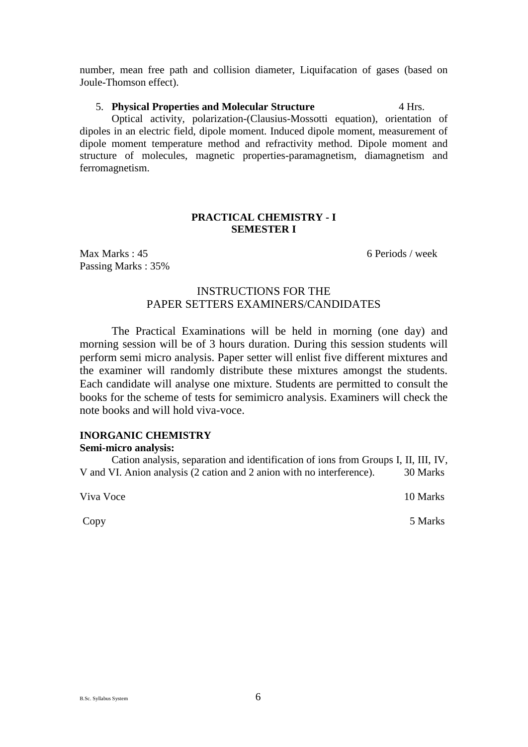number, mean free path and collision diameter, Liquifacation of gases (based on Joule-Thomson effect).

5. **Physical Properties and Molecular Structure** 4 Hrs.

Optical activity, polarization-(Clausius-Mossotti equation), orientation of dipoles in an electric field, dipole moment. Induced dipole moment, measurement of dipole moment temperature method and refractivity method. Dipole moment and structure of molecules, magnetic properties-paramagnetism, diamagnetism and ferromagnetism.

## PRACTICAL CHEMISTRY - I
## SEMESTER I

Max Marks : 45 6 Periods / week

Passing Marks : 35%

### INSTRUCTIONS FOR THE PAPER SETTERS EXAMINERS/CANDIDATES

The Practical Examinations will be held in morning (one day) and morning session will be of 3 hours duration. During this session students will perform semi micro analysis. Paper setter will enlist five different mixtures and the examiner will randomly distribute these mixtures amongst the students. Each candidate will analyse one mixture. Students are permitted to consult the books for the scheme of tests for semimicro analysis. Examiners will check the note books and will hold viva-voce.

**INORGANIC CHEMISTRY**

**Semi-micro analysis:**

Cation analysis, separation and identification of ions from Groups I, II, III, IV, V and VI. Anion analysis (2 cation and 2 anion with no interference). 30 Marks

Viva Voce 10 Marks

Copy 5 Marks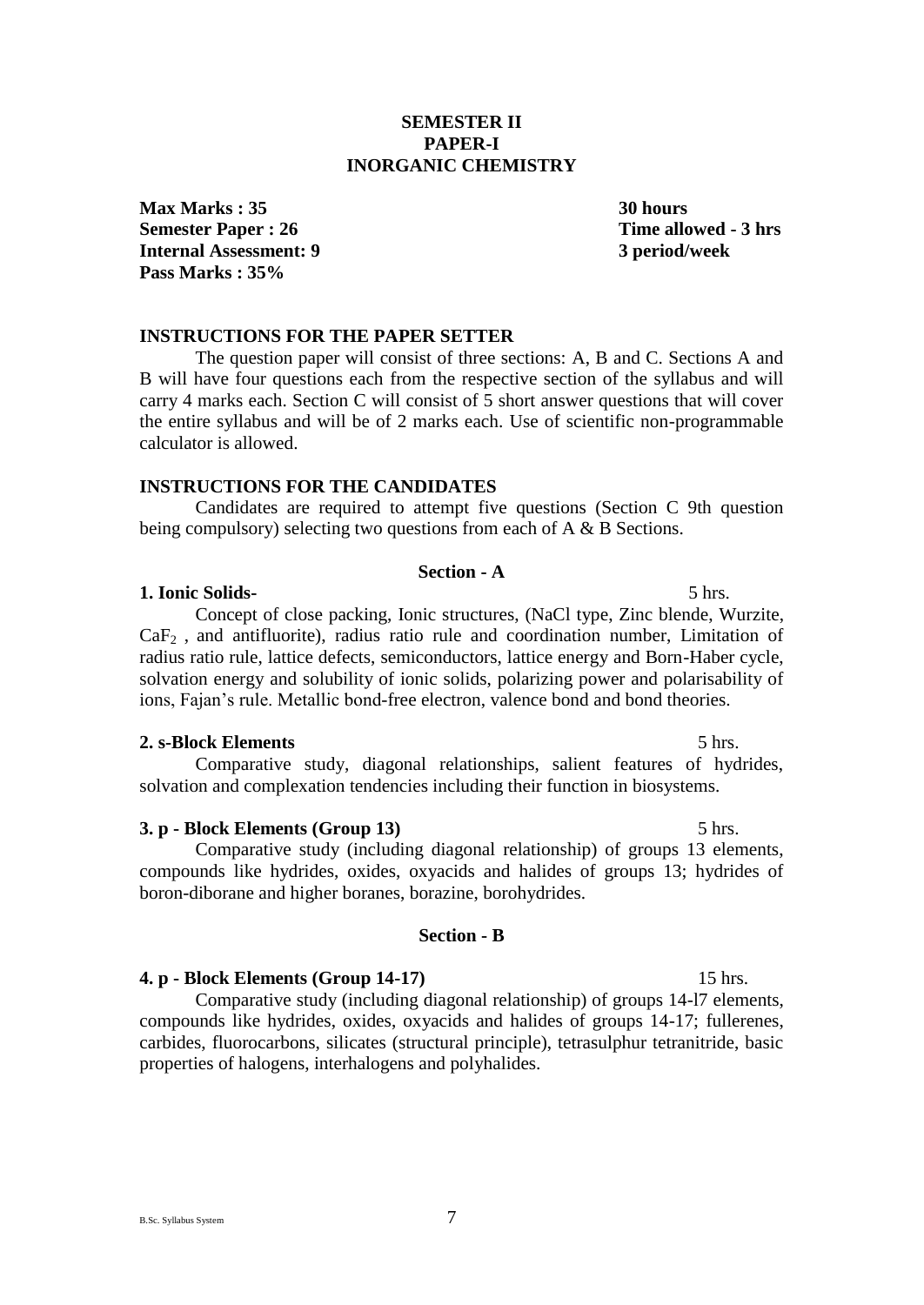# SEMESTER II
## PAPER-I
## INORGANIC CHEMISTRY

**Max Marks : 35** — **30 hours**
**Semester Paper : 26** — **Time allowed - 3 hrs**
**Internal Assessment: 9** — **3 period/week**
**Pass Marks : 35%**

### INSTRUCTIONS FOR THE PAPER SETTER

The question paper will consist of three sections: A, B and C. Sections A and B will have four questions each from the respective section of the syllabus and will carry 4 marks each. Section C will consist of 5 short answer questions that will cover the entire syllabus and will be of 2 marks each. Use of scientific non-programmable calculator is allowed.

### INSTRUCTIONS FOR THE CANDIDATES

Candidates are required to attempt five questions (Section C 9th question being compulsory) selecting two questions from each of A & B Sections.

### Section - A

**1. Ionic Solids-** 5 hrs.

Concept of close packing, Ionic structures, (NaCl type, Zinc blende, Wurzite, $CaF_2$ , and antifluorite), radius ratio rule and coordination number, Limitation of radius ratio rule, lattice defects, semiconductors, lattice energy and Born-Haber cycle, solvation energy and solubility of ionic solids, polarizing power and polarisability of ions, Fajan's rule. Metallic bond-free electron, valence bond and bond theories.

**2. s-Block Elements** 5 hrs.

Comparative study, diagonal relationships, salient features of hydrides, solvation and complexation tendencies including their function in biosystems.

**3. p - Block Elements (Group 13)** 5 hrs.

Comparative study (including diagonal relationship) of groups 13 elements, compounds like hydrides, oxides, oxyacids and halides of groups 13; hydrides of boron-diborane and higher boranes, borazine, borohydrides.

### Section - B

**4. p - Block Elements (Group 14-17)** 15 hrs.

Comparative study (including diagonal relationship) of groups 14-l7 elements, compounds like hydrides, oxides, oxyacids and halides of groups 14-17; fullerenes, carbides, fluorocarbons, silicates (structural principle), tetrasulphur tetranitride, basic properties of halogens, interhalogens and polyhalides.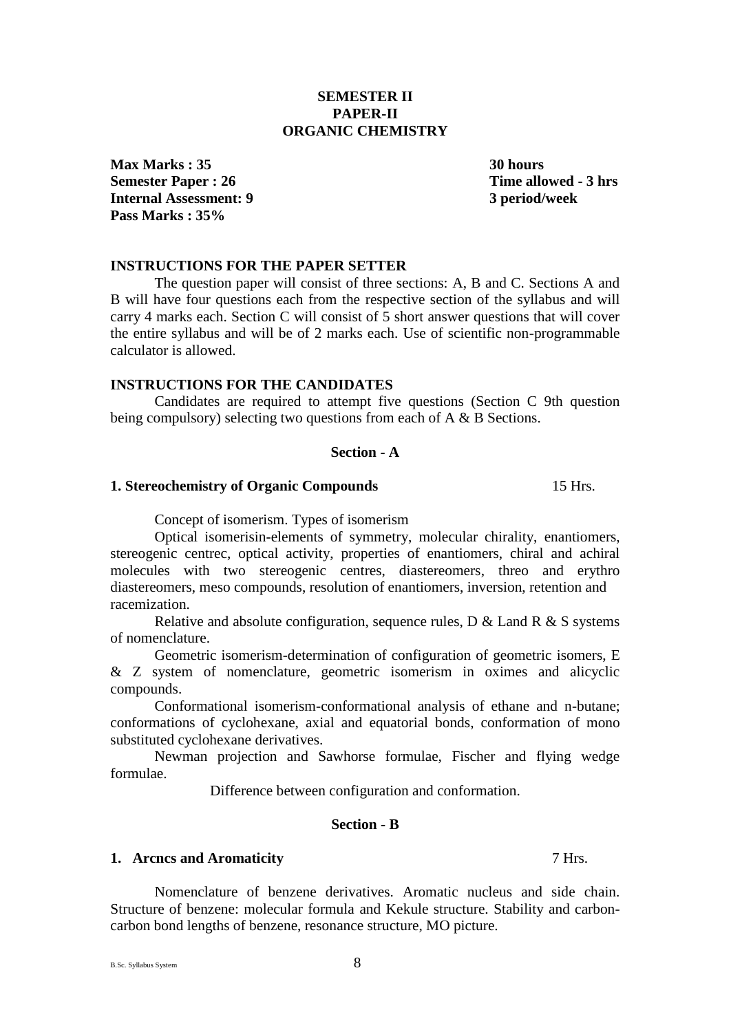**SEMESTER II**
**PAPER-II**
**ORGANIC CHEMISTRY**

**Max Marks : 35** — **30 hours**
**Semester Paper : 26** — **Time allowed - 3 hrs**
**Internal Assessment: 9** — **3 period/week**
**Pass Marks : 35%**

**INSTRUCTIONS FOR THE PAPER SETTER**

The question paper will consist of three sections: A, B and C. Sections A and B will have four questions each from the respective section of the syllabus and will carry 4 marks each. Section C will consist of 5 short answer questions that will cover the entire syllabus and will be of 2 marks each. Use of scientific non-programmable calculator is allowed.

**INSTRUCTIONS FOR THE CANDIDATES**

Candidates are required to attempt five questions (Section C 9th question being compulsory) selecting two questions from each of A & B Sections.

**Section - A**

**1. Stereochemistry of Organic Compounds** 15 Hrs.

Concept of isomerism. Types of isomerism

Optical isomerisin-elements of symmetry, molecular chirality, enantiomers, stereogenic centrec, optical activity, properties of enantiomers, chiral and achiral molecules with two stereogenic centres, diastereomers, threo and erythro diastereomers, meso compounds, resolution of enantiomers, inversion, retention and racemization.

Relative and absolute configuration, sequence rules, D & Land R & S systems of nomenclature.

Geometric isomerism-determination of configuration of geometric isomers, E & Z system of nomenclature, geometric isomerism in oximes and alicyclic compounds.

Conformational isomerism-conformational analysis of ethane and n-butane; conformations of cyclohexane, axial and equatorial bonds, conformation of mono substituted cyclohexane derivatives.

Newman projection and Sawhorse formulae, Fischer and flying wedge formulae.

Difference between configuration and conformation.

**Section - B**

**1. Arcncs and Aromaticity** 7 Hrs.

Nomenclature of benzene derivatives. Aromatic nucleus and side chain. Structure of benzene: molecular formula and Kekule structure. Stability and carbon-carbon bond lengths of benzene, resonance structure, MO picture.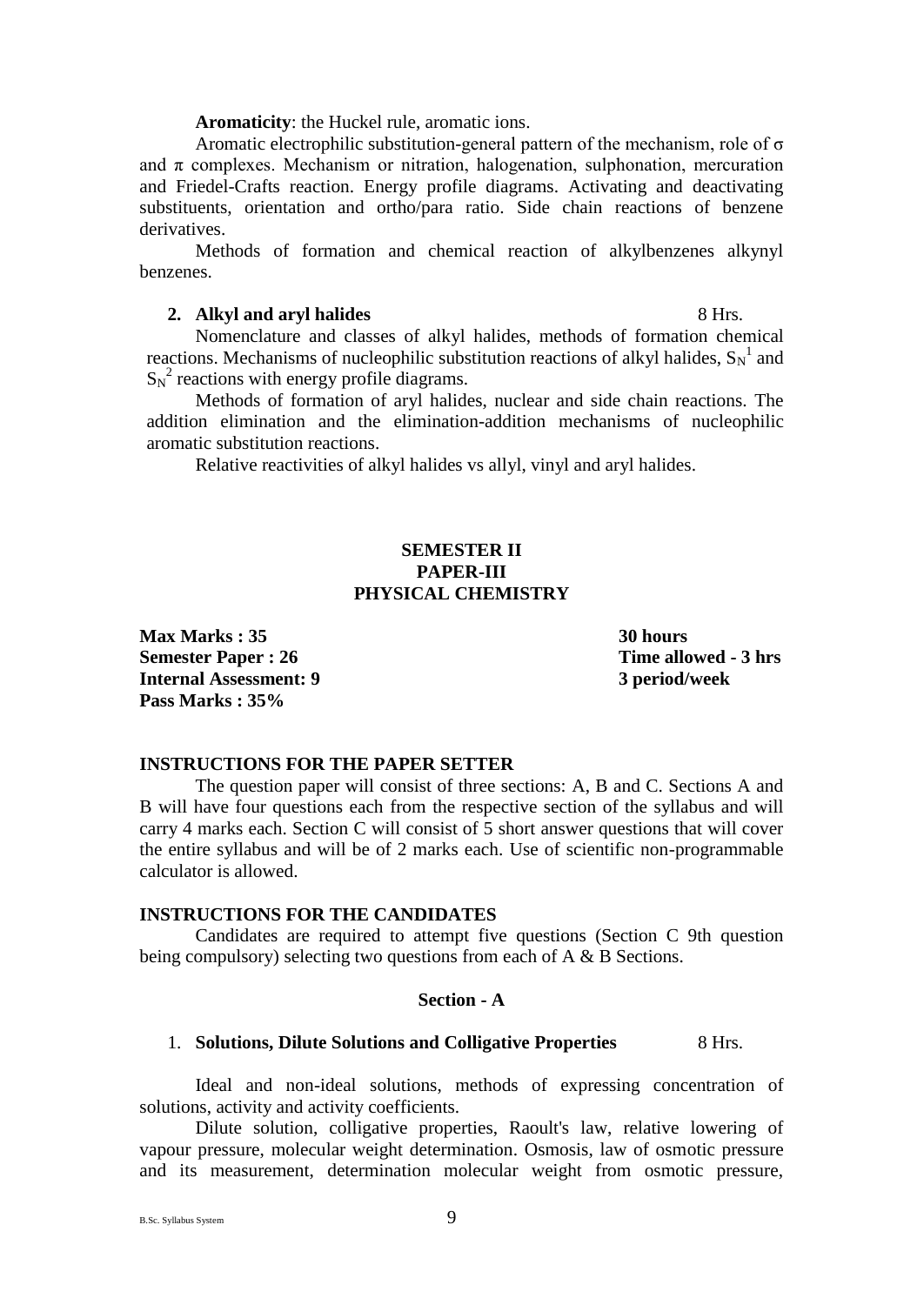**Aromaticity**: the Huckel rule, aromatic ions.

Aromatic electrophilic substitution-general pattern of the mechanism, role of σ and π complexes. Mechanism or nitration, halogenation, sulphonation, mercuration and Friedel-Crafts reaction. Energy profile diagrams. Activating and deactivating substituents, orientation and ortho/para ratio. Side chain reactions of benzene derivatives.

Methods of formation and chemical reaction of alkylbenzenes alkynyl benzenes.

**2. Alkyl and aryl halides** 8 Hrs.

Nomenclature and classes of alkyl halides, methods of formation chemical reactions. Mechanisms of nucleophilic substitution reactions of alkyl halides, $S_N^1$ and $S_N^2$ reactions with energy profile diagrams.

Methods of formation of aryl halides, nuclear and side chain reactions. The addition elimination and the elimination-addition mechanisms of nucleophilic aromatic substitution reactions.

Relative reactivities of alkyl halides vs allyl, vinyl and aryl halides.

## SEMESTER II
## PAPER-III
## PHYSICAL CHEMISTRY

**Max Marks : 35** — **30 hours**
**Semester Paper : 26** — **Time allowed - 3 hrs**
**Internal Assessment: 9** — **3 period/week**
**Pass Marks : 35%**

### INSTRUCTIONS FOR THE PAPER SETTER

The question paper will consist of three sections: A, B and C. Sections A and B will have four questions each from the respective section of the syllabus and will carry 4 marks each. Section C will consist of 5 short answer questions that will cover the entire syllabus and will be of 2 marks each. Use of scientific non-programmable calculator is allowed.

### INSTRUCTIONS FOR THE CANDIDATES

Candidates are required to attempt five questions (Section C 9th question being compulsory) selecting two questions from each of A & B Sections.

### Section - A

1. **Solutions, Dilute Solutions and Colligative Properties** 8 Hrs.

Ideal and non-ideal solutions, methods of expressing concentration of solutions, activity and activity coefficients.

Dilute solution, colligative properties, Raoult's law, relative lowering of vapour pressure, molecular weight determination. Osmosis, law of osmotic pressure and its measurement, determination molecular weight from osmotic pressure,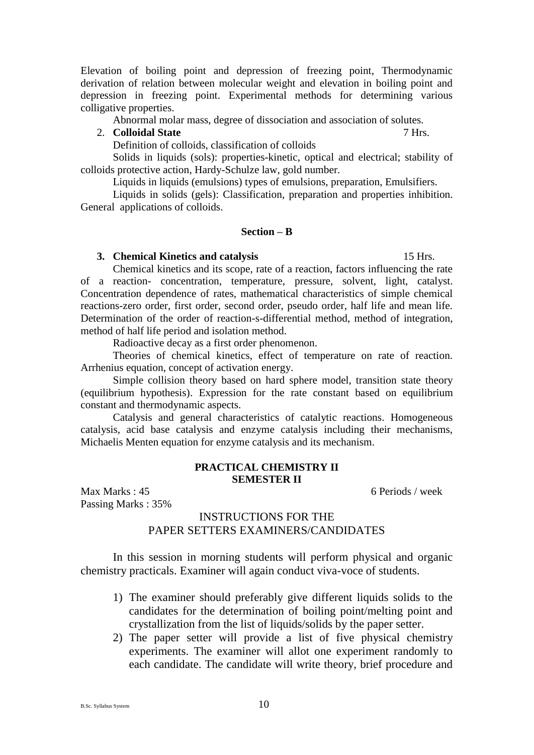Elevation of boiling point and depression of freezing point, Thermodynamic derivation of relation between molecular weight and elevation in boiling point and depression in freezing point. Experimental methods for determining various colligative properties.

Abnormal molar mass, degree of dissociation and association of solutes.

2. **Colloidal State** 7 Hrs.

Definition of colloids, classification of colloids

Solids in liquids (sols): properties-kinetic, optical and electrical; stability of colloids protective action, Hardy-Schulze law, gold number.

Liquids in liquids (emulsions) types of emulsions, preparation, Emulsifiers.

Liquids in solids (gels): Classification, preparation and properties inhibition. General applications of colloids.

### Section – B

**3. Chemical Kinetics and catalysis** 15 Hrs.

Chemical kinetics and its scope, rate of a reaction, factors influencing the rate of a reaction- concentration, temperature, pressure, solvent, light, catalyst. Concentration dependence of rates, mathematical characteristics of simple chemical reactions-zero order, first order, second order, pseudo order, half life and mean life. Determination of the order of reaction-s-differential method, method of integration, method of half life period and isolation method.

Radioactive decay as a first order phenomenon.

Theories of chemical kinetics, effect of temperature on rate of reaction. Arrhenius equation, concept of activation energy.

Simple collision theory based on hard sphere model, transition state theory (equilibrium hypothesis). Expression for the rate constant based on equilibrium constant and thermodynamic aspects.

Catalysis and general characteristics of catalytic reactions. Homogeneous catalysis, acid base catalysis and enzyme catalysis including their mechanisms, Michaelis Menten equation for enzyme catalysis and its mechanism.

## PRACTICAL CHEMISTRY II
## SEMESTER II

Max Marks : 45 6 Periods / week

Passing Marks : 35%

### INSTRUCTIONS FOR THE PAPER SETTERS EXAMINERS/CANDIDATES

In this session in morning students will perform physical and organic chemistry practicals. Examiner will again conduct viva-voce of students.

1) The examiner should preferably give different liquids solids to the candidates for the determination of boiling point/melting point and crystallization from the list of liquids/solids by the paper setter.
2) The paper setter will provide a list of five physical chemistry experiments. The examiner will allot one experiment randomly to each candidate. The candidate will write theory, brief procedure and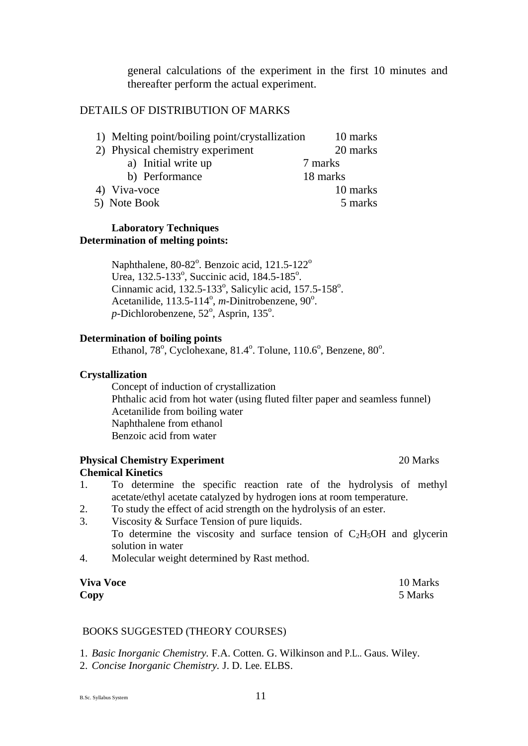general calculations of the experiment in the first 10 minutes and thereafter perform the actual experiment.

DETAILS OF DISTRIBUTION OF MARKS

1) Melting point/boiling point/crystallization 10 marks
2) Physical chemistry experiment 20 marks
   a) Initial write up 7 marks
   b) Performance 18 marks
4) Viva-voce 10 marks
5) Note Book 5 marks

**Laboratory Techniques**

**Determination of melting points:**

Naphthalene, 80-82°. Benzoic acid, 121.5-122°
Urea, 132.5-133°, Succinic acid, 184.5-185°.
Cinnamic acid, 132.5-133°, Salicylic acid, 157.5-158°.
Acetanilide, 113.5-114°, *m*-Dinitrobenzene, 90°.
*p*-Dichlorobenzene, 52°, Asprin, 135°.

**Determination of boiling points**

Ethanol, 78°, Cyclohexane, 81.4°. Tolune, 110.6°, Benzene, 80°.

**Crystallization**

Concept of induction of crystallization
Phthalic acid from hot water (using fluted filter paper and seamless funnel)
Acetanilide from boiling water
Naphthalene from ethanol
Benzoic acid from water

**Physical Chemistry Experiment** 20 Marks

**Chemical Kinetics**

1. To determine the specific reaction rate of the hydrolysis of methyl acetate/ethyl acetate catalyzed by hydrogen ions at room temperature.
2. To study the effect of acid strength on the hydrolysis of an ester.
3. Viscosity & Surface Tension of pure liquids.
   To determine the viscosity and surface tension of $C_2H_5OH$ and glycerin solution in water
4. Molecular weight determined by Rast method.

**Viva Voce** 10 Marks
**Copy** 5 Marks

BOOKS SUGGESTED (THEORY COURSES)

1. *Basic Inorganic Chemistry.* F.A. Cotten. G. Wilkinson and P.L.. Gaus. Wiley.
2. *Concise Inorganic Chemistry.* J. D. Lee. ELBS.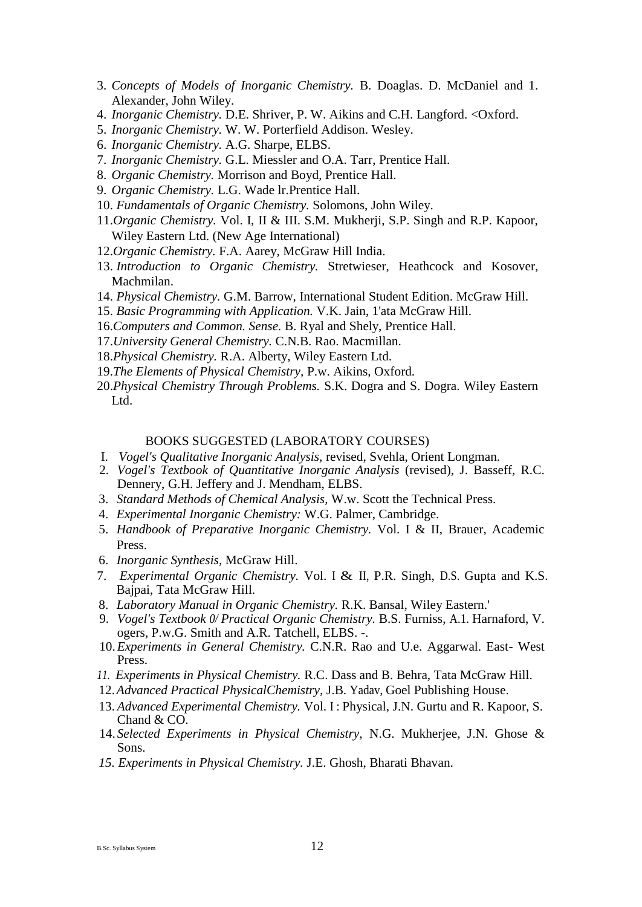3. *Concepts of Models of Inorganic Chemistry.* B. Doaglas. D. McDaniel and 1. Alexander, John Wiley.
4. *Inorganic Chemistry.* D.E. Shriver, P. W. Aikins and C.H. Langford. <Oxford.
5. *Inorganic Chemistry.* W. W. Porterfield Addison. Wesley.
6. *Inorganic Chemistry.* A.G. Sharpe, ELBS.
7. *Inorganic Chemistry.* G.L. Miessler and O.A. Tarr, Prentice Hall.
8. *Organic Chemistry.* Morrison and Boyd, Prentice Hall.
9. *Organic Chemistry.* L.G. Wade lr.Prentice Hall.
10. *Fundamentals of Organic Chemistry.* Solomons, John Wiley.
11. *Organic Chemistry.* Vol. I, II & III. S.M. Mukherji, S.P. Singh and R.P. Kapoor, Wiley Eastern Ltd. (New Age International)
12. *Organic Chemistry.* F.A. Aarey, McGraw Hill India.
13. *Introduction to Organic Chemistry.* Stretwieser, Heathcock and Kosover, Machmilan.
14. *Physical Chemistry.* G.M. Barrow, International Student Edition. McGraw Hill.
15. *Basic Programming with Application.* V.K. Jain, 1'ata McGraw Hill.
16. *Computers and Common. Sense.* B. Ryal and Shely, Prentice Hall.
17. *University General Chemistry.* C.N.B. Rao. Macmillan.
18. *Physical Chemistry.* R.A. Alberty, Wiley Eastern Ltd.
19. *The Elements of Physical Chemistry,* P.w. Aikins, Oxford.
20. *Physical Chemistry Through Problems.* S.K. Dogra and S. Dogra. Wiley Eastern Ltd.

BOOKS SUGGESTED (LABORATORY COURSES)

I. *Vogel's Qualitative Inorganic Analysis,* revised, Svehla, Orient Longman.
2. *Vogel's Textbook of Quantitative Inorganic Analysis* (revised), J. Basseff, R.C. Dennery, G.H. Jeffery and J. Mendham, ELBS.
3. *Standard Methods of Chemical Analysis,* W.w. Scott the Technical Press.
4. *Experimental Inorganic Chemistry:* W.G. Palmer, Cambridge.
5. *Handbook of Preparative Inorganic Chemistry.* Vol. I & II, Brauer, Academic Press.
6. *Inorganic Synthesis,* McGraw Hill.
7. *Experimental Organic Chemistry.* Vol. I & II, P.R. Singh, D.S. Gupta and K.S. Bajpai, Tata McGraw Hill.
8. *Laboratory Manual in Organic Chemistry.* R.K. Bansal, Wiley Eastern.'
9. *Vogel's Textbook 0/ Practical Organic Chemistry.* B.S. Furniss, A.1. Harnaford, V. ogers, P.w.G. Smith and A.R. Tatchell, ELBS. -.
10. *Experiments in General Chemistry.* C.N.R. Rao and U.e. Aggarwal. East- West Press.
11. *Experiments in Physical Chemistry.* R.C. Dass and B. Behra, Tata McGraw Hill.
12. *Advanced Practical PhysicalChemistry,* J.B. Yadav, Goel Publishing House.
13. *Advanced Experimental Chemistry.* Vol. I : Physical, J.N. Gurtu and R. Kapoor, S. Chand & CO.
14. *Selected Experiments in Physical Chemistry,* N.G. Mukherjee, J.N. Ghose & Sons.
15. *Experiments in Physical Chemistry.* J.E. Ghosh, Bharati Bhavan.